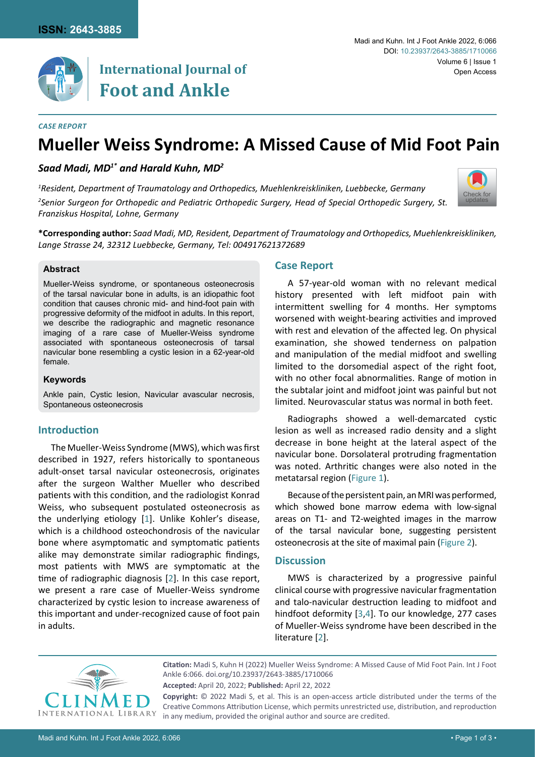*CASE REPORT*

# Mueller Weiss Syndrome: A Missed Cause of Mid Foot Pain

***Saad Madi, MD[1*] and Harald Kuhn, MD[2]***

*[1]Resident, Department of Traumatology and Orthopedics, Muehlenkreiskliniken, Luebbecke, Germany*

*[2]Senior Surgeon for Orthopedic and Pediatric Orthopedic Surgery, Head of Special Orthopedic Surgery, St. Franziskus Hospital, Lohne, Germany*

**\*Corresponding author:** *Saad Madi, MD, Resident, Department of Traumatology and Orthopedics, Muehlenkreiskliniken, Lange Strasse 24, 32312 Luebbecke, Germany, Tel: 004917621372689*

### Abstract

Mueller-Weiss syndrome, or spontaneous osteonecrosis of the tarsal navicular bone in adults, is an idiopathic foot condition that causes chronic mid- and hind-foot pain with progressive deformity of the midfoot in adults. In this report, we describe the radiographic and magnetic resonance imaging of a rare case of Mueller-Weiss syndrome associated with spontaneous osteonecrosis of tarsal navicular bone resembling a cystic lesion in a 62-year-old female.

### Keywords

Ankle pain, Cystic lesion, Navicular avascular necrosis, Spontaneous osteonecrosis

## Introduction

The Mueller-Weiss Syndrome (MWS), which was first described in 1927, refers historically to spontaneous adult-onset tarsal navicular osteonecrosis, originates after the surgeon Walther Mueller who described patients with this condition, and the radiologist Konrad Weiss, who subsequent postulated osteonecrosis as the underlying etiology [1]. Unlike Kohler's disease, which is a childhood osteochondrosis of the navicular bone where asymptomatic and symptomatic patients alike may demonstrate similar radiographic findings, most patients with MWS are symptomatic at the time of radiographic diagnosis [2]. In this case report, we present a rare case of Mueller-Weiss syndrome characterized by cystic lesion to increase awareness of this important and under-recognized cause of foot pain in adults.

## Case Report

A 57-year-old woman with no relevant medical history presented with left midfoot pain with intermittent swelling for 4 months. Her symptoms worsened with weight-bearing activities and improved with rest and elevation of the affected leg. On physical examination, she showed tenderness on palpation and manipulation of the medial midfoot and swelling limited to the dorsomedial aspect of the right foot, with no other focal abnormalities. Range of motion in the subtalar joint and midfoot joint was painful but not limited. Neurovascular status was normal in both feet.

Radiographs showed a well-demarcated cystic lesion as well as increased radio density and a slight decrease in bone height at the lateral aspect of the navicular bone. Dorsolateral protruding fragmentation was noted. Arthritic changes were also noted in the metatarsal region (Figure 1).

Because of the persistent pain, an MRI was performed, which showed bone marrow edema with low-signal areas on T1- and T2-weighted images in the marrow of the tarsal navicular bone, suggesting persistent osteonecrosis at the site of maximal pain (Figure 2).

## Discussion

MWS is characterized by a progressive painful clinical course with progressive navicular fragmentation and talo-navicular destruction leading to midfoot and hindfoot deformity [3,4]. To our knowledge, 277 cases of Mueller-Weiss syndrome have been described in the literature [2].

**Citation:** Madi S, Kuhn H (2022) Mueller Weiss Syndrome: A Missed Cause of Mid Foot Pain. Int J Foot Ankle 6:066. doi.org/10.23937/2643-3885/1710066

**Accepted:** April 20, 2022; **Published:** April 22, 2022

**Copyright:** © 2022 Madi S, et al. This is an open-access article distributed under the terms of the Creative Commons Attribution License, which permits unrestricted use, distribution, and reproduction in any medium, provided the original author and source are credited.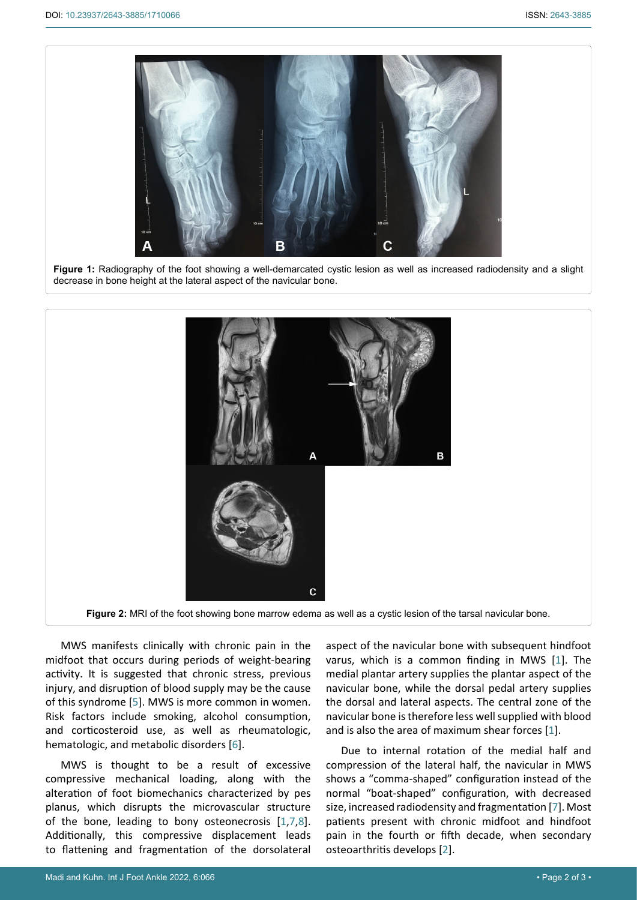**Figure 1:** Radiography of the foot showing a well-demarcated cystic lesion as well as increased radiodensity and a slight decrease in bone height at the lateral aspect of the navicular bone.

**Figure 2:** MRI of the foot showing bone marrow edema as well as a cystic lesion of the tarsal navicular bone.

MWS manifests clinically with chronic pain in the midfoot that occurs during periods of weight-bearing activity. It is suggested that chronic stress, previous injury, and disruption of blood supply may be the cause of this syndrome [5]. MWS is more common in women. Risk factors include smoking, alcohol consumption, and corticosteroid use, as well as rheumatologic, hematologic, and metabolic disorders [6].

MWS is thought to be a result of excessive compressive mechanical loading, along with the alteration of foot biomechanics characterized by pes planus, which disrupts the microvascular structure of the bone, leading to bony osteonecrosis [1,7,8]. Additionally, this compressive displacement leads to flattening and fragmentation of the dorsolateral aspect of the navicular bone with subsequent hindfoot varus, which is a common finding in MWS [1]. The medial plantar artery supplies the plantar aspect of the navicular bone, while the dorsal pedal artery supplies the dorsal and lateral aspects. The central zone of the navicular bone is therefore less well supplied with blood and is also the area of maximum shear forces [1].

Due to internal rotation of the medial half and compression of the lateral half, the navicular in MWS shows a "comma-shaped" configuration instead of the normal "boat-shaped" configuration, with decreased size, increased radiodensity and fragmentation [7]. Most patients present with chronic midfoot and hindfoot pain in the fourth or fifth decade, when secondary osteoarthritis develops [2].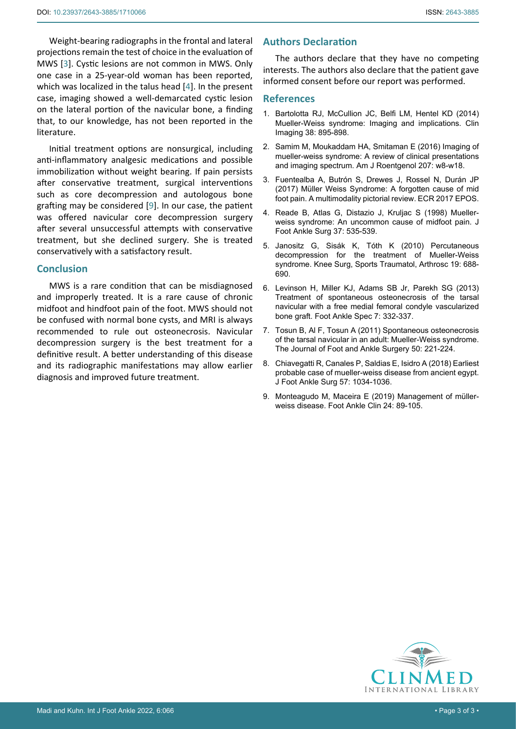Weight-bearing radiographs in the frontal and lateral projections remain the test of choice in the evaluation of MWS [3]. Cystic lesions are not common in MWS. Only one case in a 25-year-old woman has been reported, which was localized in the talus head [4]. In the present case, imaging showed a well-demarcated cystic lesion on the lateral portion of the navicular bone, a finding that, to our knowledge, has not been reported in the literature.

Initial treatment options are nonsurgical, including anti-inflammatory analgesic medications and possible immobilization without weight bearing. If pain persists after conservative treatment, surgical interventions such as core decompression and autologous bone grafting may be considered [9]. In our case, the patient was offered navicular core decompression surgery after several unsuccessful attempts with conservative treatment, but she declined surgery. She is treated conservatively with a satisfactory result.

## Conclusion

MWS is a rare condition that can be misdiagnosed and improperly treated. It is a rare cause of chronic midfoot and hindfoot pain of the foot. MWS should not be confused with normal bone cysts, and MRI is always recommended to rule out osteonecrosis. Navicular decompression surgery is the best treatment for a definitive result. A better understanding of this disease and its radiographic manifestations may allow earlier diagnosis and improved future treatment.

## Authors Declaration

The authors declare that they have no competing interests. The authors also declare that the patient gave informed consent before our report was performed.

## References

1. Bartolotta RJ, McCullion JC, Belfi LM, Hentel KD (2014) Mueller-Weiss syndrome: Imaging and implications. Clin Imaging 38: 895-898.
2. Samim M, Moukaddam HA, Smitaman E (2016) Imaging of mueller-weiss syndrome: A review of clinical presentations and imaging spectrum. Am J Roentgenol 207: w8-w18.
3. Fuentealba A, Butrón S, Drewes J, Rossel N, Durán JP (2017) Müller Weiss Syndrome: A forgotten cause of mid foot pain. A multimodality pictorial review. ECR 2017 EPOS.
4. Reade B, Atlas G, Distazio J, Kruljac S (1998) Mueller-weiss syndrome: An uncommon cause of midfoot pain. J Foot Ankle Surg 37: 535-539.
5. Janositz G, Sisák K, Tóth K (2010) Percutaneous decompression for the treatment of Mueller-Weiss syndrome. Knee Surg, Sports Traumatol, Arthrosc 19: 688-690.
6. Levinson H, Miller KJ, Adams SB Jr, Parekh SG (2013) Treatment of spontaneous osteonecrosis of the tarsal navicular with a free medial femoral condyle vascularized bone graft. Foot Ankle Spec 7: 332-337.
7. Tosun B, Al F, Tosun A (2011) Spontaneous osteonecrosis of the tarsal navicular in an adult: Mueller-Weiss syndrome. The Journal of Foot and Ankle Surgery 50: 221-224.
8. Chiavegatti R, Canales P, Saldias E, Isidro A (2018) Earliest probable case of mueller-weiss disease from ancient egypt. J Foot Ankle Surg 57: 1034-1036.
9. Monteagudo M, Maceira E (2019) Management of müller-weiss disease. Foot Ankle Clin 24: 89-105.